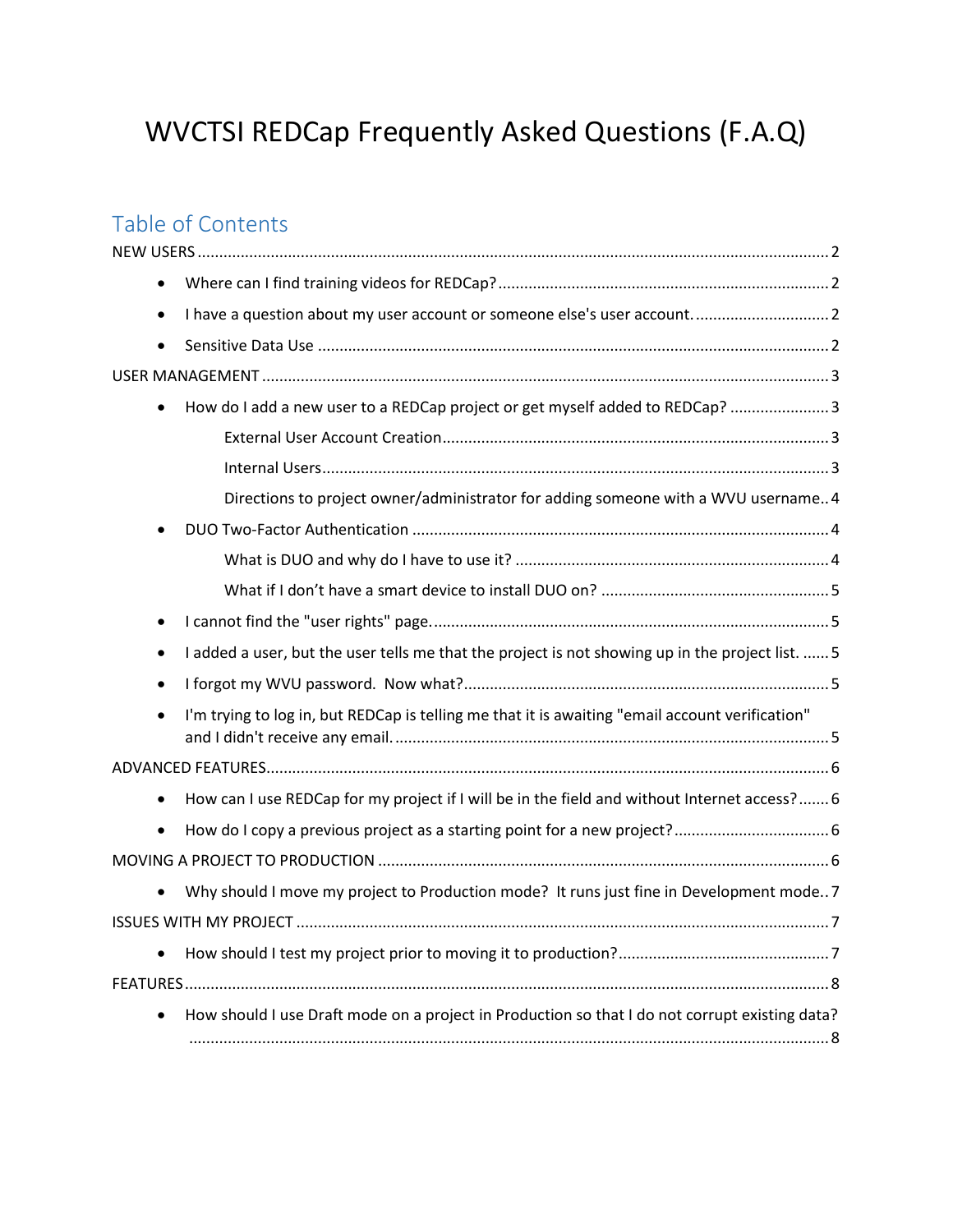# WVCTSI REDCap Frequently Asked Questions (F.A.Q)

## Table of Contents

NEW USERS ..... 2

- Where can I find training videos for REDCap? ..... 2
- I have a question about my user account or someone else's user account. ..... 2
- Sensitive Data Use ..... 2

USER MANAGEMENT ..... 3

- How do I add a new user to a REDCap project or get myself added to REDCap? ..... 3
    - External User Account Creation ..... 3
    - Internal Users ..... 3
    - Directions to project owner/administrator for adding someone with a WVU username.. 4
- DUO Two-Factor Authentication ..... 4
    - What is DUO and why do I have to use it? ..... 4
    - What if I don't have a smart device to install DUO on? ..... 5
- I cannot find the "user rights" page. ..... 5
- I added a user, but the user tells me that the project is not showing up in the project list. ..... 5
- I forgot my WVU password. Now what? ..... 5
- I'm trying to log in, but REDCap is telling me that it is awaiting "email account verification" and I didn't receive any email. ..... 5

ADVANCED FEATURES ..... 6

- How can I use REDCap for my project if I will be in the field and without Internet access? ..... 6
- How do I copy a previous project as a starting point for a new project? ..... 6

MOVING A PROJECT TO PRODUCTION ..... 6

- Why should I move my project to Production mode? It runs just fine in Development mode.. 7

ISSUES WITH MY PROJECT ..... 7

- How should I test my project prior to moving it to production? ..... 7

FEATURES ..... 8

- How should I use Draft mode on a project in Production so that I do not corrupt existing data? ..... 8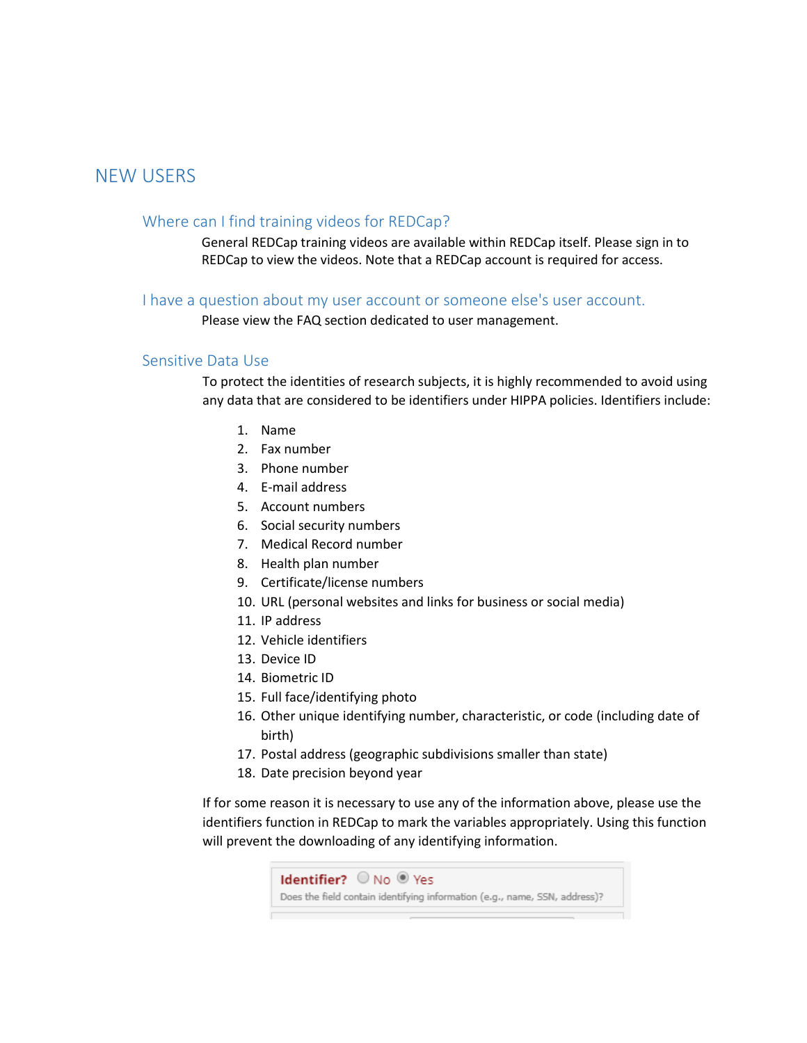# NEW USERS

## Where can I find training videos for REDCap?

General REDCap training videos are available within REDCap itself. Please sign in to REDCap to view the videos. Note that a REDCap account is required for access.

## I have a question about my user account or someone else's user account.

Please view the FAQ section dedicated to user management.

## Sensitive Data Use

To protect the identities of research subjects, it is highly recommended to avoid using any data that are considered to be identifiers under HIPPA policies. Identifiers include:

1. Name
2. Fax number
3. Phone number
4. E-mail address
5. Account numbers
6. Social security numbers
7. Medical Record number
8. Health plan number
9. Certificate/license numbers
10. URL (personal websites and links for business or social media)
11. IP address
12. Vehicle identifiers
13. Device ID
14. Biometric ID
15. Full face/identifying photo
16. Other unique identifying number, characteristic, or code (including date of birth)
17. Postal address (geographic subdivisions smaller than state)
18. Date precision beyond year

If for some reason it is necessary to use any of the information above, please use the identifiers function in REDCap to mark the variables appropriately. Using this function will prevent the downloading of any identifying information.

**Identifier?** ○ No ◉ Yes
Does the field contain identifying information (e.g., name, SSN, address)?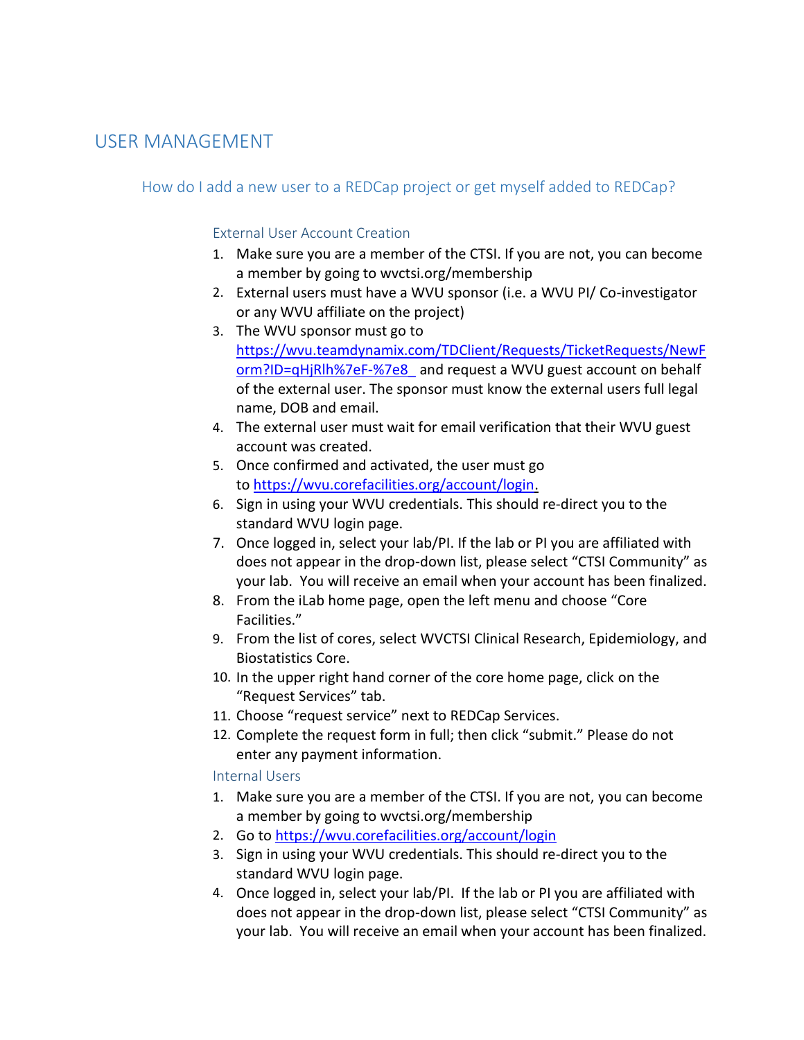# USER MANAGEMENT

## How do I add a new user to a REDCap project or get myself added to REDCap?

### External User Account Creation

1. Make sure you are a member of the CTSI. If you are not, you can become a member by going to wvctsi.org/membership
2. External users must have a WVU sponsor (i.e. a WVU PI/ Co-investigator or any WVU affiliate on the project)
3. The WVU sponsor must go to https://wvu.teamdynamix.com/TDClient/Requests/TicketRequests/NewForm?ID=qHjRlh%7eF-%7e8_ and request a WVU guest account on behalf of the external user. The sponsor must know the external users full legal name, DOB and email.
4. The external user must wait for email verification that their WVU guest account was created.
5. Once confirmed and activated, the user must go to https://wvu.corefacilities.org/account/login.
6. Sign in using your WVU credentials. This should re-direct you to the standard WVU login page.
7. Once logged in, select your lab/PI. If the lab or PI you are affiliated with does not appear in the drop-down list, please select "CTSI Community" as your lab. You will receive an email when your account has been finalized.
8. From the iLab home page, open the left menu and choose "Core Facilities."
9. From the list of cores, select WVCTSI Clinical Research, Epidemiology, and Biostatistics Core.
10. In the upper right hand corner of the core home page, click on the "Request Services" tab.
11. Choose "request service" next to REDCap Services.
12. Complete the request form in full; then click "submit." Please do not enter any payment information.

### Internal Users

1. Make sure you are a member of the CTSI. If you are not, you can become a member by going to wvctsi.org/membership
2. Go to https://wvu.corefacilities.org/account/login
3. Sign in using your WVU credentials. This should re-direct you to the standard WVU login page.
4. Once logged in, select your lab/PI. If the lab or PI you are affiliated with does not appear in the drop-down list, please select "CTSI Community" as your lab. You will receive an email when your account has been finalized.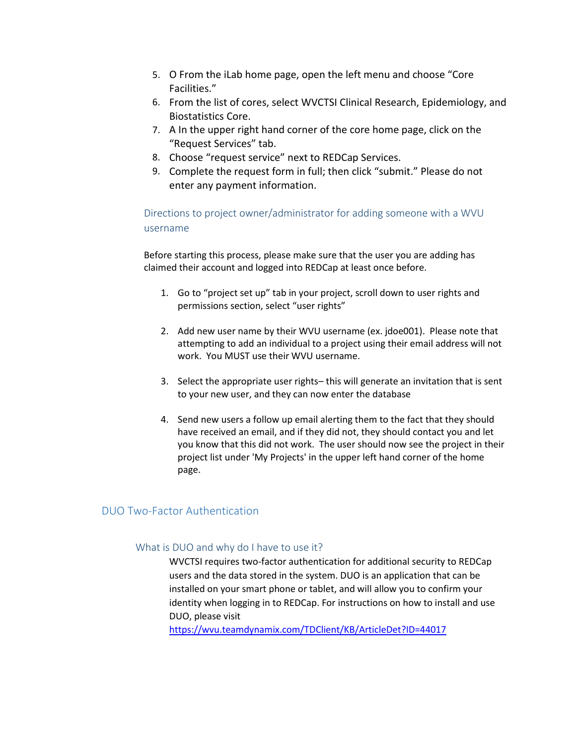5. O From the iLab home page, open the left menu and choose "Core Facilities."
6. From the list of cores, select WVCTSI Clinical Research, Epidemiology, and Biostatistics Core.
7. A In the upper right hand corner of the core home page, click on the "Request Services" tab.
8. Choose "request service" next to REDCap Services.
9. Complete the request form in full; then click "submit." Please do not enter any payment information.

### Directions to project owner/administrator for adding someone with a WVU username

Before starting this process, please make sure that the user you are adding has claimed their account and logged into REDCap at least once before.

1. Go to "project set up" tab in your project, scroll down to user rights and permissions section, select "user rights"

2. Add new user name by their WVU username (ex. jdoe001). Please note that attempting to add an individual to a project using their email address will not work. You MUST use their WVU username.

3. Select the appropriate user rights– this will generate an invitation that is sent to your new user, and they can now enter the database

4. Send new users a follow up email alerting them to the fact that they should have received an email, and if they did not, they should contact you and let you know that this did not work. The user should now see the project in their project list under 'My Projects' in the upper left hand corner of the home page.

## DUO Two-Factor Authentication

### What is DUO and why do I have to use it?

WVCTSI requires two-factor authentication for additional security to REDCap users and the data stored in the system. DUO is an application that can be installed on your smart phone or tablet, and will allow you to confirm your identity when logging in to REDCap. For instructions on how to install and use DUO, please visit https://wvu.teamdynamix.com/TDClient/KB/ArticleDet?ID=44017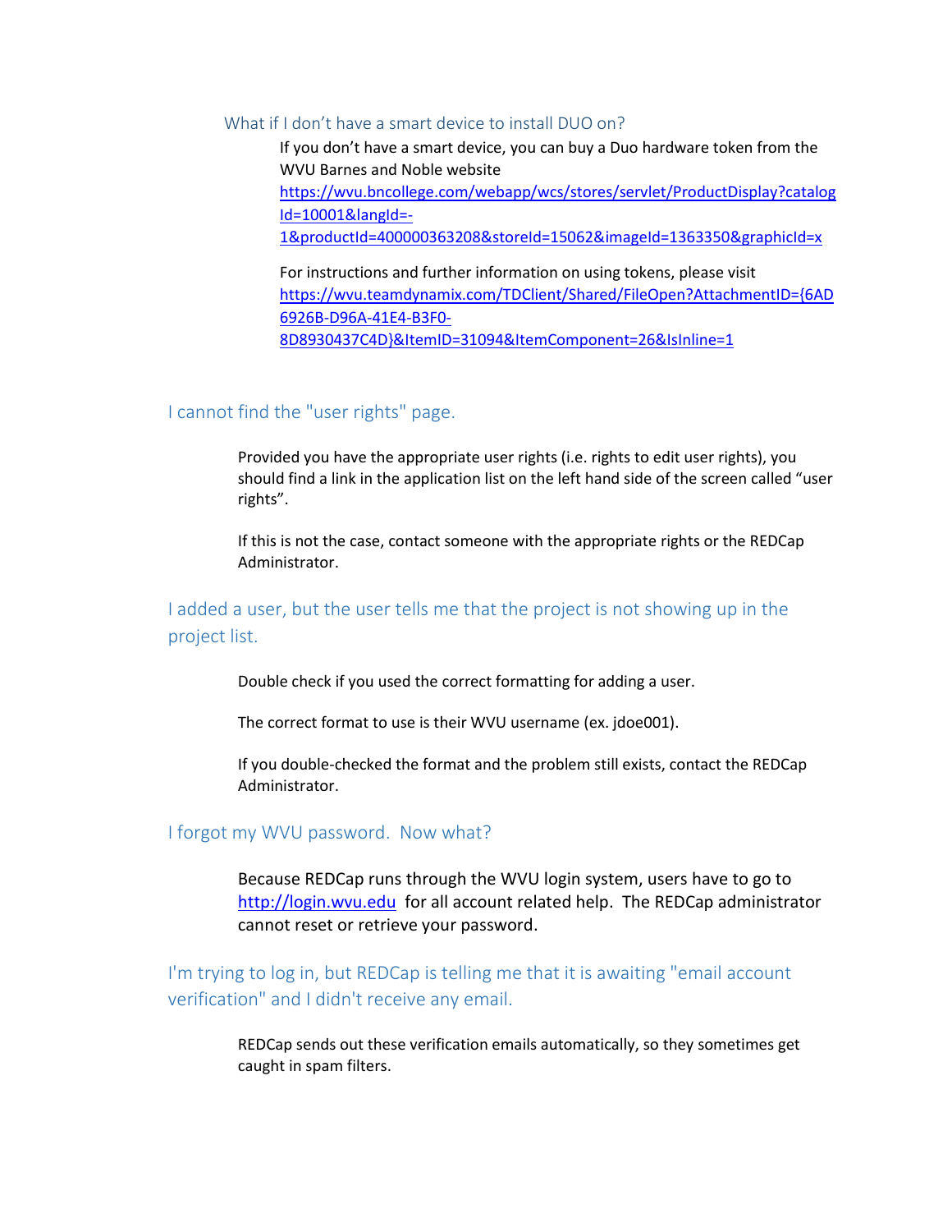### What if I don't have a smart device to install DUO on?

If you don't have a smart device, you can buy a Duo hardware token from the WVU Barnes and Noble website https://wvu.bncollege.com/webapp/wcs/stores/servlet/ProductDisplay?catalogId=10001&langId=-1&productId=400000363208&storeId=15062&imageId=1363350&graphicId=x

For instructions and further information on using tokens, please visit https://wvu.teamdynamix.com/TDClient/Shared/FileOpen?AttachmentID={6AD6926B-D96A-41E4-B3F0-8D8930437C4D}&ItemID=31094&ItemComponent=26&IsInline=1

## I cannot find the "user rights" page.

Provided you have the appropriate user rights (i.e. rights to edit user rights), you should find a link in the application list on the left hand side of the screen called "user rights".

If this is not the case, contact someone with the appropriate rights or the REDCap Administrator.

## I added a user, but the user tells me that the project is not showing up in the project list.

Double check if you used the correct formatting for adding a user.

The correct format to use is their WVU username (ex. jdoe001).

If you double-checked the format and the problem still exists, contact the REDCap Administrator.

## I forgot my WVU password. Now what?

Because REDCap runs through the WVU login system, users have to go to http://login.wvu.edu for all account related help. The REDCap administrator cannot reset or retrieve your password.

## I'm trying to log in, but REDCap is telling me that it is awaiting "email account verification" and I didn't receive any email.

REDCap sends out these verification emails automatically, so they sometimes get caught in spam filters.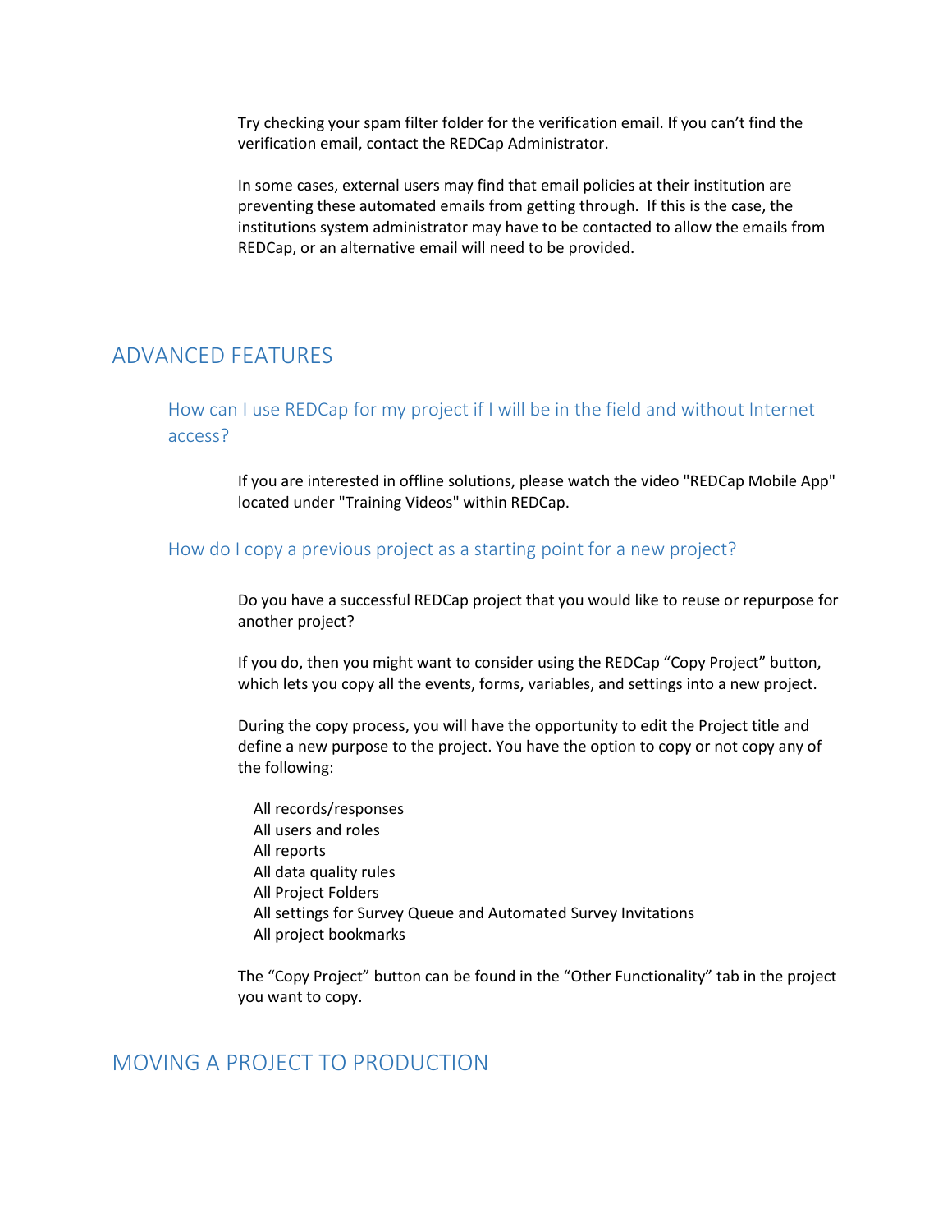Try checking your spam filter folder for the verification email. If you can't find the verification email, contact the REDCap Administrator.

In some cases, external users may find that email policies at their institution are preventing these automated emails from getting through. If this is the case, the institutions system administrator may have to be contacted to allow the emails from REDCap, or an alternative email will need to be provided.

# ADVANCED FEATURES

## How can I use REDCap for my project if I will be in the field and without Internet access?

If you are interested in offline solutions, please watch the video "REDCap Mobile App" located under "Training Videos" within REDCap.

## How do I copy a previous project as a starting point for a new project?

Do you have a successful REDCap project that you would like to reuse or repurpose for another project?

If you do, then you might want to consider using the REDCap "Copy Project" button, which lets you copy all the events, forms, variables, and settings into a new project.

During the copy process, you will have the opportunity to edit the Project title and define a new purpose to the project. You have the option to copy or not copy any of the following:

- All records/responses
- All users and roles
- All reports
- All data quality rules
- All Project Folders
- All settings for Survey Queue and Automated Survey Invitations
- All project bookmarks

The "Copy Project" button can be found in the "Other Functionality" tab in the project you want to copy.

# MOVING A PROJECT TO PRODUCTION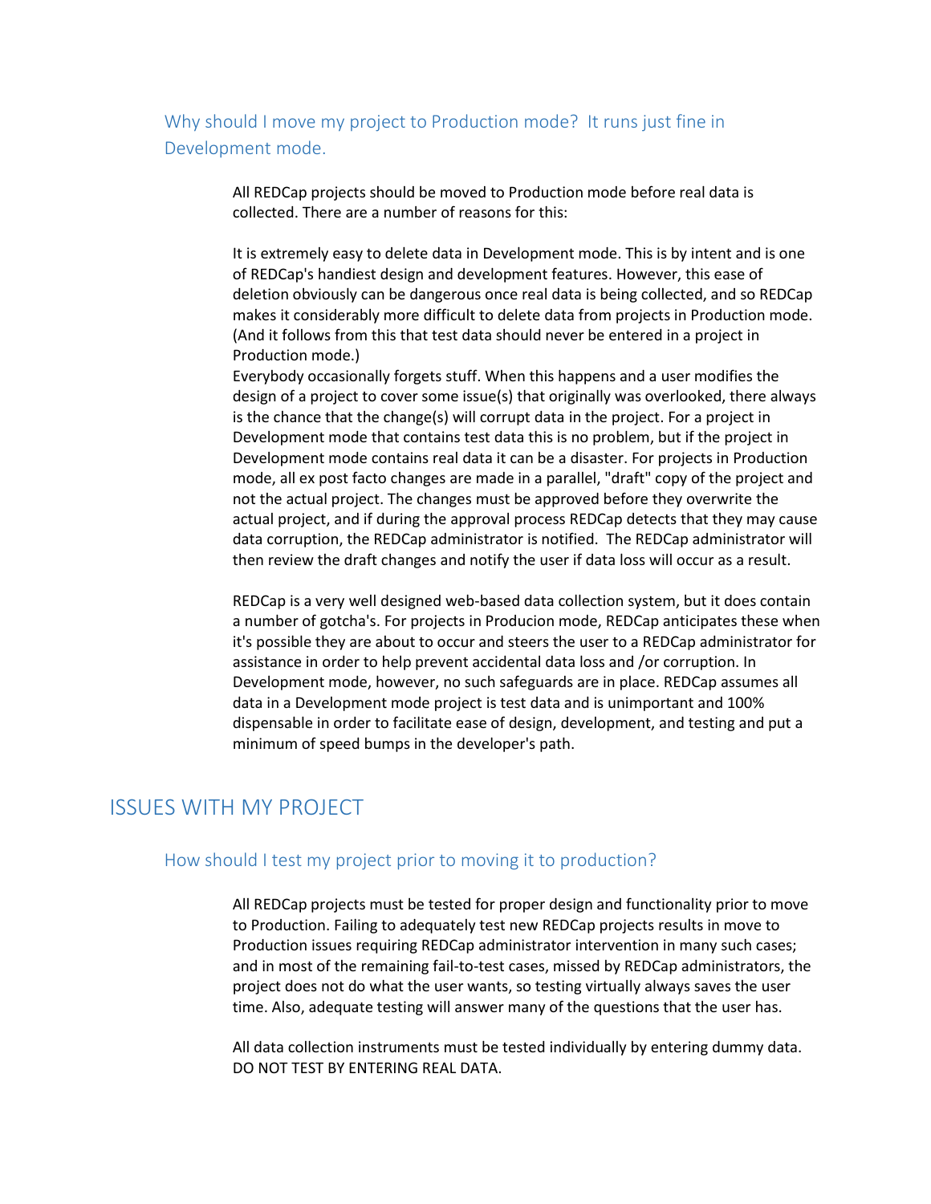### Why should I move my project to Production mode? It runs just fine in Development mode.

All REDCap projects should be moved to Production mode before real data is collected. There are a number of reasons for this:

It is extremely easy to delete data in Development mode. This is by intent and is one of REDCap's handiest design and development features. However, this ease of deletion obviously can be dangerous once real data is being collected, and so REDCap makes it considerably more difficult to delete data from projects in Production mode. (And it follows from this that test data should never be entered in a project in Production mode.)
Everybody occasionally forgets stuff. When this happens and a user modifies the design of a project to cover some issue(s) that originally was overlooked, there always is the chance that the change(s) will corrupt data in the project. For a project in Development mode that contains test data this is no problem, but if the project in Development mode contains real data it can be a disaster. For projects in Production mode, all ex post facto changes are made in a parallel, "draft" copy of the project and not the actual project. The changes must be approved before they overwrite the actual project, and if during the approval process REDCap detects that they may cause data corruption, the REDCap administrator is notified. The REDCap administrator will then review the draft changes and notify the user if data loss will occur as a result.

REDCap is a very well designed web-based data collection system, but it does contain a number of gotcha's. For projects in Producion mode, REDCap anticipates these when it's possible they are about to occur and steers the user to a REDCap administrator for assistance in order to help prevent accidental data loss and /or corruption. In Development mode, however, no such safeguards are in place. REDCap assumes all data in a Development mode project is test data and is unimportant and 100% dispensable in order to facilitate ease of design, development, and testing and put a minimum of speed bumps in the developer's path.

## ISSUES WITH MY PROJECT

### How should I test my project prior to moving it to production?

All REDCap projects must be tested for proper design and functionality prior to move to Production. Failing to adequately test new REDCap projects results in move to Production issues requiring REDCap administrator intervention in many such cases; and in most of the remaining fail-to-test cases, missed by REDCap administrators, the project does not do what the user wants, so testing virtually always saves the user time. Also, adequate testing will answer many of the questions that the user has.

All data collection instruments must be tested individually by entering dummy data. DO NOT TEST BY ENTERING REAL DATA.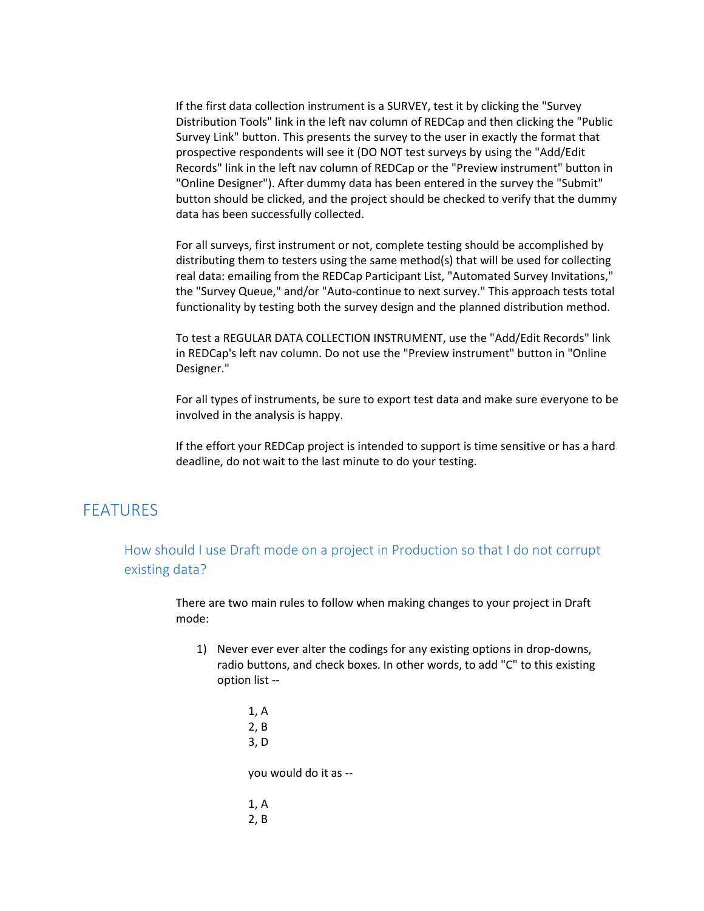If the first data collection instrument is a SURVEY, test it by clicking the "Survey Distribution Tools" link in the left nav column of REDCap and then clicking the "Public Survey Link" button. This presents the survey to the user in exactly the format that prospective respondents will see it (DO NOT test surveys by using the "Add/Edit Records" link in the left nav column of REDCap or the "Preview instrument" button in "Online Designer"). After dummy data has been entered in the survey the "Submit" button should be clicked, and the project should be checked to verify that the dummy data has been successfully collected.

For all surveys, first instrument or not, complete testing should be accomplished by distributing them to testers using the same method(s) that will be used for collecting real data: emailing from the REDCap Participant List, "Automated Survey Invitations," the "Survey Queue," and/or "Auto-continue to next survey." This approach tests total functionality by testing both the survey design and the planned distribution method.

To test a REGULAR DATA COLLECTION INSTRUMENT, use the "Add/Edit Records" link in REDCap's left nav column. Do not use the "Preview instrument" button in "Online Designer."

For all types of instruments, be sure to export test data and make sure everyone to be involved in the analysis is happy.

If the effort your REDCap project is intended to support is time sensitive or has a hard deadline, do not wait to the last minute to do your testing.

# FEATURES

## How should I use Draft mode on a project in Production so that I do not corrupt existing data?

There are two main rules to follow when making changes to your project in Draft mode:

1) Never ever ever alter the codings for any existing options in drop-downs, radio buttons, and check boxes. In other words, to add "C" to this existing option list --

    1, A
    2, B
    3, D

    you would do it as --

    1, A
    2, B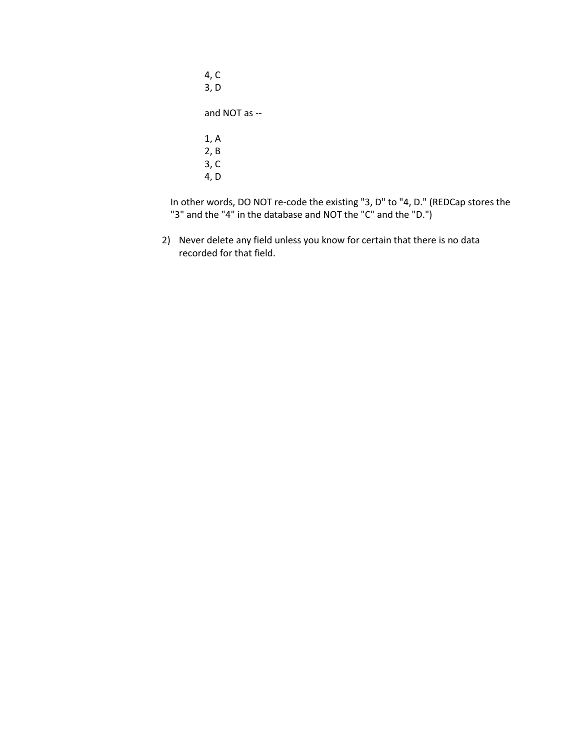4, C  
3, D

and NOT as --

1, A  
2, B  
3, C  
4, D

In other words, DO NOT re-code the existing "3, D" to "4, D." (REDCap stores the "3" and the "4" in the database and NOT the "C" and the "D.")

2) Never delete any field unless you know for certain that there is no data recorded for that field.